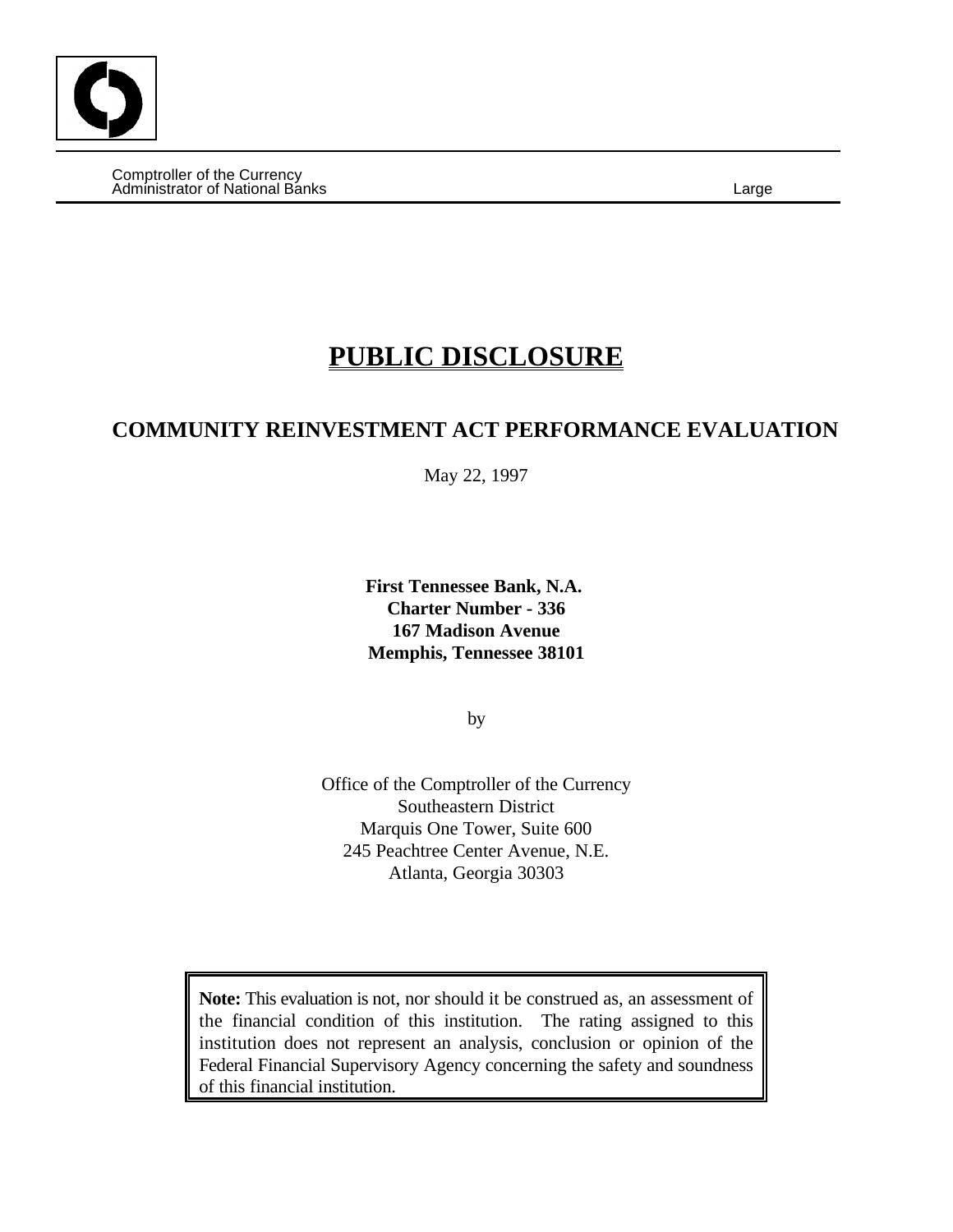Comptroller of the Currency
Administrator of National Banks

Large

# PUBLIC DISCLOSURE

## COMMUNITY REINVESTMENT ACT PERFORMANCE EVALUATION

May 22, 1997

**First Tennessee Bank, N.A.**
**Charter Number - 336**
**167 Madison Avenue**
**Memphis, Tennessee 38101**

by

Office of the Comptroller of the Currency
Southeastern District
Marquis One Tower, Suite 600
245 Peachtree Center Avenue, N.E.
Atlanta, Georgia 30303

**Note:** This evaluation is not, nor should it be construed as, an assessment of the financial condition of this institution. The rating assigned to this institution does not represent an analysis, conclusion or opinion of the Federal Financial Supervisory Agency concerning the safety and soundness of this financial institution.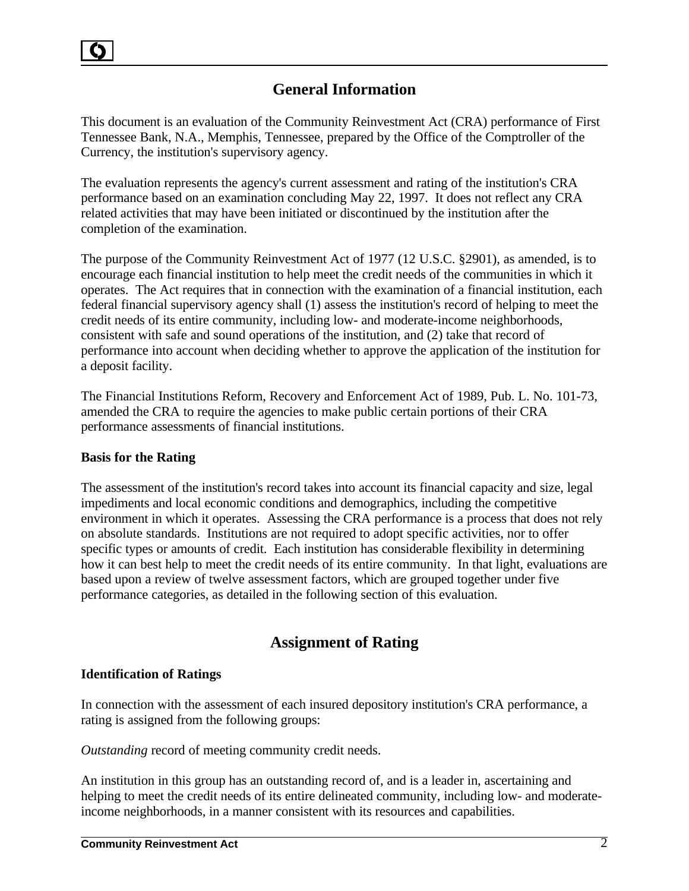## General Information

This document is an evaluation of the Community Reinvestment Act (CRA) performance of First Tennessee Bank, N.A., Memphis, Tennessee, prepared by the Office of the Comptroller of the Currency, the institution's supervisory agency.

The evaluation represents the agency's current assessment and rating of the institution's CRA performance based on an examination concluding May 22, 1997. It does not reflect any CRA related activities that may have been initiated or discontinued by the institution after the completion of the examination.

The purpose of the Community Reinvestment Act of 1977 (12 U.S.C. §2901), as amended, is to encourage each financial institution to help meet the credit needs of the communities in which it operates. The Act requires that in connection with the examination of a financial institution, each federal financial supervisory agency shall (1) assess the institution's record of helping to meet the credit needs of its entire community, including low- and moderate-income neighborhoods, consistent with safe and sound operations of the institution, and (2) take that record of performance into account when deciding whether to approve the application of the institution for a deposit facility.

The Financial Institutions Reform, Recovery and Enforcement Act of 1989, Pub. L. No. 101-73, amended the CRA to require the agencies to make public certain portions of their CRA performance assessments of financial institutions.

**Basis for the Rating**

The assessment of the institution's record takes into account its financial capacity and size, legal impediments and local economic conditions and demographics, including the competitive environment in which it operates. Assessing the CRA performance is a process that does not rely on absolute standards. Institutions are not required to adopt specific activities, nor to offer specific types or amounts of credit. Each institution has considerable flexibility in determining how it can best help to meet the credit needs of its entire community. In that light, evaluations are based upon a review of twelve assessment factors, which are grouped together under five performance categories, as detailed in the following section of this evaluation.

## Assignment of Rating

**Identification of Ratings**

In connection with the assessment of each insured depository institution's CRA performance, a rating is assigned from the following groups:

*Outstanding* record of meeting community credit needs.

An institution in this group has an outstanding record of, and is a leader in, ascertaining and helping to meet the credit needs of its entire delineated community, including low- and moderate-income neighborhoods, in a manner consistent with its resources and capabilities.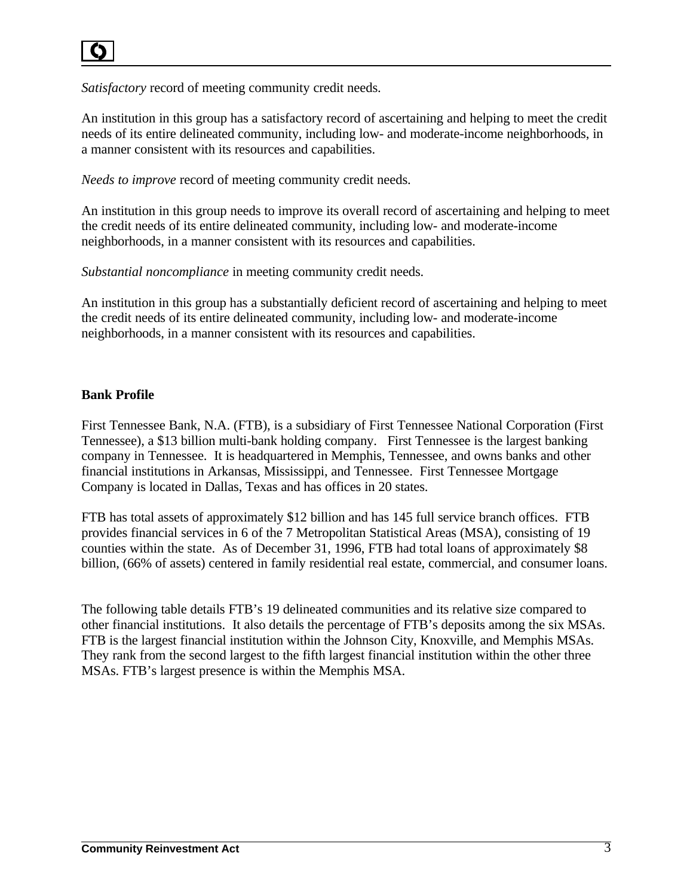*Satisfactory* record of meeting community credit needs.

An institution in this group has a satisfactory record of ascertaining and helping to meet the credit needs of its entire delineated community, including low- and moderate-income neighborhoods, in a manner consistent with its resources and capabilities.

*Needs to improve* record of meeting community credit needs.

An institution in this group needs to improve its overall record of ascertaining and helping to meet the credit needs of its entire delineated community, including low- and moderate-income neighborhoods, in a manner consistent with its resources and capabilities.

*Substantial noncompliance* in meeting community credit needs.

An institution in this group has a substantially deficient record of ascertaining and helping to meet the credit needs of its entire delineated community, including low- and moderate-income neighborhoods, in a manner consistent with its resources and capabilities.

**Bank Profile**

First Tennessee Bank, N.A. (FTB), is a subsidiary of First Tennessee National Corporation (First Tennessee), a $13 billion multi-bank holding company. First Tennessee is the largest banking company in Tennessee. It is headquartered in Memphis, Tennessee, and owns banks and other financial institutions in Arkansas, Mississippi, and Tennessee. First Tennessee Mortgage Company is located in Dallas, Texas and has offices in 20 states.

FTB has total assets of approximately $12 billion and has 145 full service branch offices. FTB provides financial services in 6 of the 7 Metropolitan Statistical Areas (MSA), consisting of 19 counties within the state. As of December 31, 1996, FTB had total loans of approximately $8 billion, (66% of assets) centered in family residential real estate, commercial, and consumer loans.

The following table details FTB's 19 delineated communities and its relative size compared to other financial institutions. It also details the percentage of FTB's deposits among the six MSAs. FTB is the largest financial institution within the Johnson City, Knoxville, and Memphis MSAs. They rank from the second largest to the fifth largest financial institution within the other three MSAs. FTB's largest presence is within the Memphis MSA.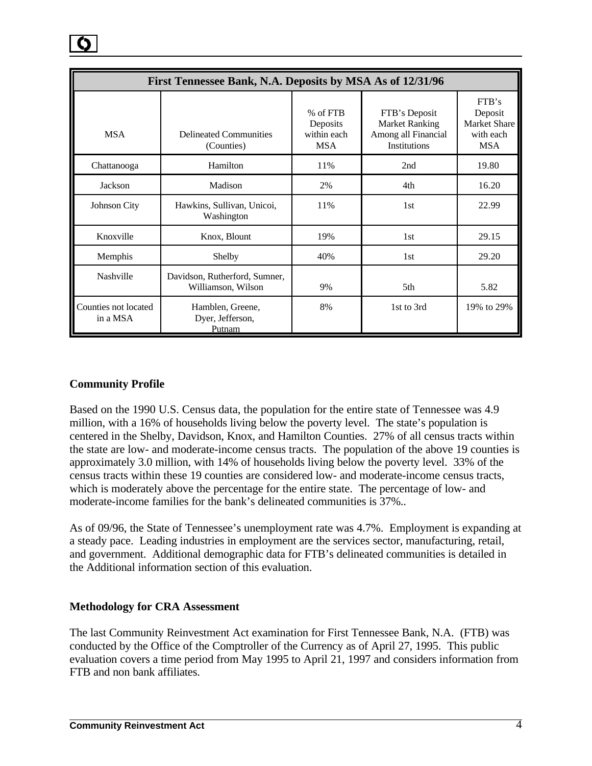| First Tennessee Bank, N.A. Deposits by MSA As of 12/31/96 | | | | |
|---|---|---|---|---|
| MSA | Delineated Communities (Counties) | % of FTB Deposits within each MSA | FTB's Deposit Market Ranking Among all Financial Institutions | FTB's Deposit Market Share with each MSA |
| Chattanooga | Hamilton | 11% | 2nd | 19.80 |
| Jackson | Madison | 2% | 4th | 16.20 |
| Johnson City | Hawkins, Sullivan, Unicoi, Washington | 11% | 1st | 22.99 |
| Knoxville | Knox, Blount | 19% | 1st | 29.15 |
| Memphis | Shelby | 40% | 1st | 29.20 |
| Nashville | Davidson, Rutherford, Sumner, Williamson, Wilson | 9% | 5th | 5.82 |
| Counties not located in a MSA | Hamblen, Greene, Dyer, Jefferson, Putnam | 8% | 1st to 3rd | 19% to 29% |

**Community Profile**

Based on the 1990 U.S. Census data, the population for the entire state of Tennessee was 4.9 million, with a 16% of households living below the poverty level. The state's population is centered in the Shelby, Davidson, Knox, and Hamilton Counties. 27% of all census tracts within the state are low- and moderate-income census tracts. The population of the above 19 counties is approximately 3.0 million, with 14% of households living below the poverty level. 33% of the census tracts within these 19 counties are considered low- and moderate-income census tracts, which is moderately above the percentage for the entire state. The percentage of low- and moderate-income families for the bank's delineated communities is 37%..

As of 09/96, the State of Tennessee's unemployment rate was 4.7%. Employment is expanding at a steady pace. Leading industries in employment are the services sector, manufacturing, retail, and government. Additional demographic data for FTB's delineated communities is detailed in the Additional information section of this evaluation.

**Methodology for CRA Assessment**

The last Community Reinvestment Act examination for First Tennessee Bank, N.A. (FTB) was conducted by the Office of the Comptroller of the Currency as of April 27, 1995. This public evaluation covers a time period from May 1995 to April 21, 1997 and considers information from FTB and non bank affiliates.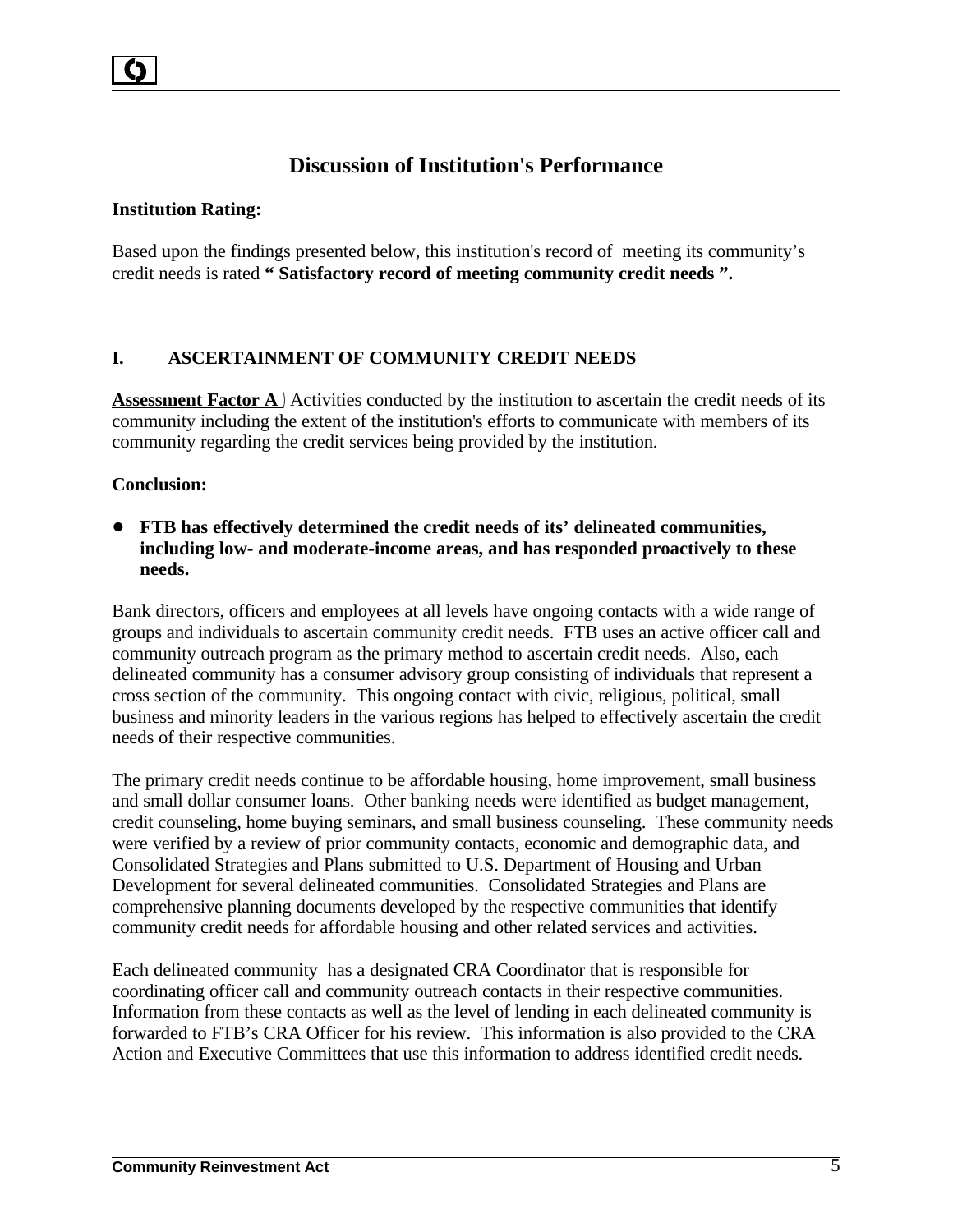# Discussion of Institution's Performance

**Institution Rating:**

Based upon the findings presented below, this institution's record of meeting its community's credit needs is rated **" Satisfactory record of meeting community credit needs ".**

## I. ASCERTAINMENT OF COMMUNITY CREDIT NEEDS

**Assessment Factor A** ) Activities conducted by the institution to ascertain the credit needs of its community including the extent of the institution's efforts to communicate with members of its community regarding the credit services being provided by the institution.

**Conclusion:**

- **FTB has effectively determined the credit needs of its' delineated communities, including low- and moderate-income areas, and has responded proactively to these needs.**

Bank directors, officers and employees at all levels have ongoing contacts with a wide range of groups and individuals to ascertain community credit needs. FTB uses an active officer call and community outreach program as the primary method to ascertain credit needs. Also, each delineated community has a consumer advisory group consisting of individuals that represent a cross section of the community. This ongoing contact with civic, religious, political, small business and minority leaders in the various regions has helped to effectively ascertain the credit needs of their respective communities.

The primary credit needs continue to be affordable housing, home improvement, small business and small dollar consumer loans. Other banking needs were identified as budget management, credit counseling, home buying seminars, and small business counseling. These community needs were verified by a review of prior community contacts, economic and demographic data, and Consolidated Strategies and Plans submitted to U.S. Department of Housing and Urban Development for several delineated communities. Consolidated Strategies and Plans are comprehensive planning documents developed by the respective communities that identify community credit needs for affordable housing and other related services and activities.

Each delineated community has a designated CRA Coordinator that is responsible for coordinating officer call and community outreach contacts in their respective communities. Information from these contacts as well as the level of lending in each delineated community is forwarded to FTB's CRA Officer for his review. This information is also provided to the CRA Action and Executive Committees that use this information to address identified credit needs.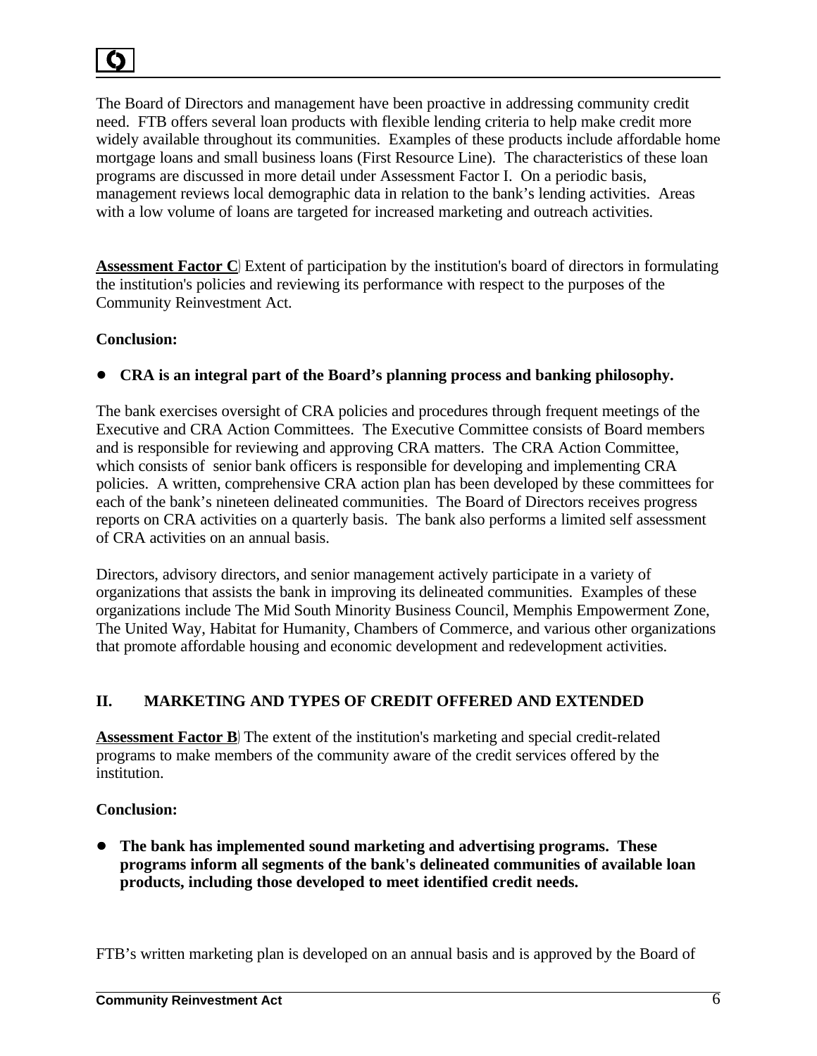The Board of Directors and management have been proactive in addressing community credit need. FTB offers several loan products with flexible lending criteria to help make credit more widely available throughout its communities. Examples of these products include affordable home mortgage loans and small business loans (First Resource Line). The characteristics of these loan programs are discussed in more detail under Assessment Factor I. On a periodic basis, management reviews local demographic data in relation to the bank's lending activities. Areas with a low volume of loans are targeted for increased marketing and outreach activities.

**Assessment Factor C**) Extent of participation by the institution's board of directors in formulating the institution's policies and reviewing its performance with respect to the purposes of the Community Reinvestment Act.

**Conclusion:**

- **CRA is an integral part of the Board's planning process and banking philosophy.**

The bank exercises oversight of CRA policies and procedures through frequent meetings of the Executive and CRA Action Committees. The Executive Committee consists of Board members and is responsible for reviewing and approving CRA matters. The CRA Action Committee, which consists of senior bank officers is responsible for developing and implementing CRA policies. A written, comprehensive CRA action plan has been developed by these committees for each of the bank's nineteen delineated communities. The Board of Directors receives progress reports on CRA activities on a quarterly basis. The bank also performs a limited self assessment of CRA activities on an annual basis.

Directors, advisory directors, and senior management actively participate in a variety of organizations that assists the bank in improving its delineated communities. Examples of these organizations include The Mid South Minority Business Council, Memphis Empowerment Zone, The United Way, Habitat for Humanity, Chambers of Commerce, and various other organizations that promote affordable housing and economic development and redevelopment activities.

## II. MARKETING AND TYPES OF CREDIT OFFERED AND EXTENDED

**Assessment Factor B**) The extent of the institution's marketing and special credit-related programs to make members of the community aware of the credit services offered by the institution.

**Conclusion:**

- **The bank has implemented sound marketing and advertising programs. These programs inform all segments of the bank's delineated communities of available loan products, including those developed to meet identified credit needs.**

FTB's written marketing plan is developed on an annual basis and is approved by the Board of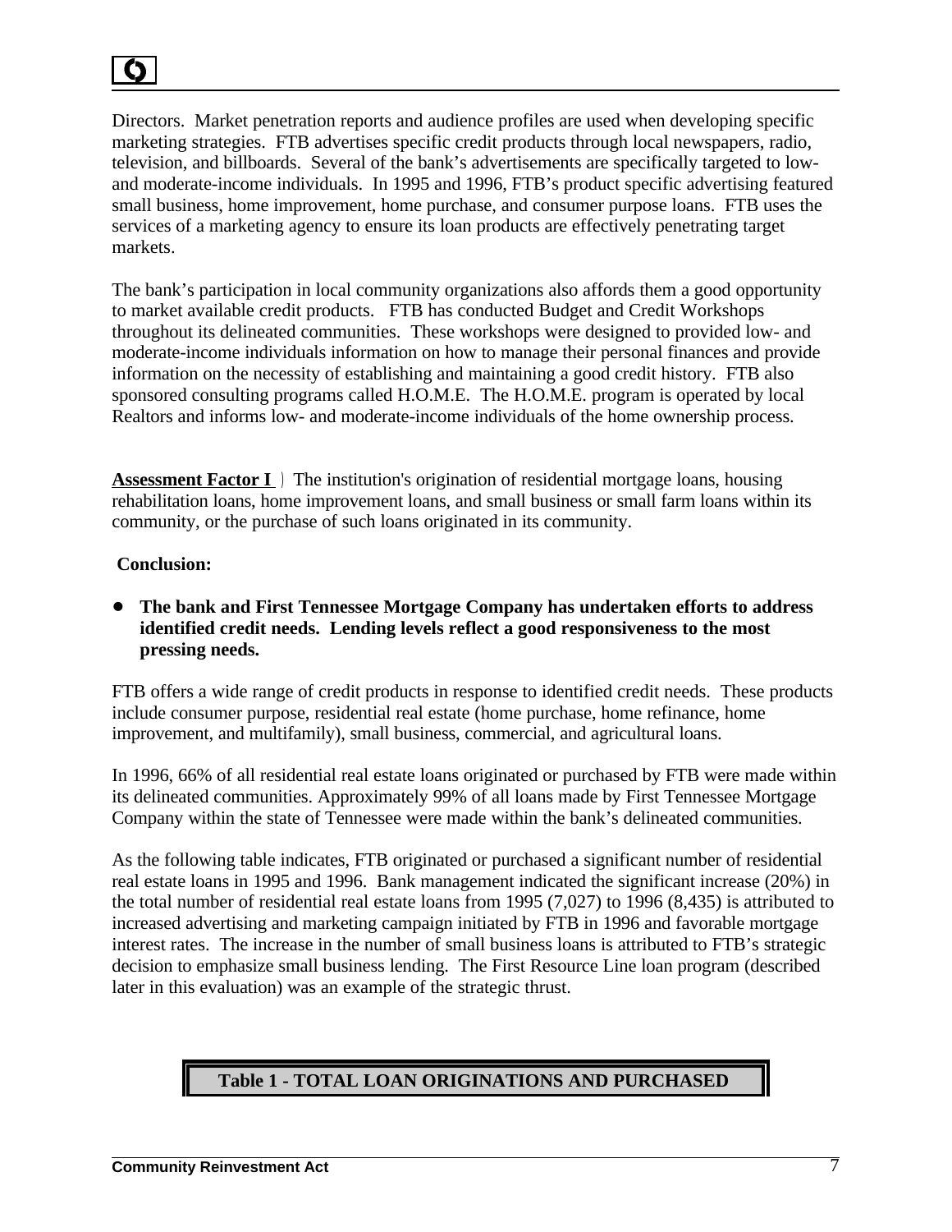Directors. Market penetration reports and audience profiles are used when developing specific marketing strategies. FTB advertises specific credit products through local newspapers, radio, television, and billboards. Several of the bank's advertisements are specifically targeted to low- and moderate-income individuals. In 1995 and 1996, FTB's product specific advertising featured small business, home improvement, home purchase, and consumer purpose loans. FTB uses the services of a marketing agency to ensure its loan products are effectively penetrating target markets.

The bank's participation in local community organizations also affords them a good opportunity to market available credit products. FTB has conducted Budget and Credit Workshops throughout its delineated communities. These workshops were designed to provided low- and moderate-income individuals information on how to manage their personal finances and provide information on the necessity of establishing and maintaining a good credit history. FTB also sponsored consulting programs called H.O.M.E. The H.O.M.E. program is operated by local Realtors and informs low- and moderate-income individuals of the home ownership process.

**Assessment Factor I** ) The institution's origination of residential mortgage loans, housing rehabilitation loans, home improvement loans, and small business or small farm loans within its community, or the purchase of such loans originated in its community.

**Conclusion:**

- **The bank and First Tennessee Mortgage Company has undertaken efforts to address identified credit needs. Lending levels reflect a good responsiveness to the most pressing needs.**

FTB offers a wide range of credit products in response to identified credit needs. These products include consumer purpose, residential real estate (home purchase, home refinance, home improvement, and multifamily), small business, commercial, and agricultural loans.

In 1996, 66% of all residential real estate loans originated or purchased by FTB were made within its delineated communities. Approximately 99% of all loans made by First Tennessee Mortgage Company within the state of Tennessee were made within the bank's delineated communities.

As the following table indicates, FTB originated or purchased a significant number of residential real estate loans in 1995 and 1996. Bank management indicated the significant increase (20%) in the total number of residential real estate loans from 1995 (7,027) to 1996 (8,435) is attributed to increased advertising and marketing campaign initiated by FTB in 1996 and favorable mortgage interest rates. The increase in the number of small business loans is attributed to FTB's strategic decision to emphasize small business lending. The First Resource Line loan program (described later in this evaluation) was an example of the strategic thrust.

**Table 1 - TOTAL LOAN ORIGINATIONS AND PURCHASED**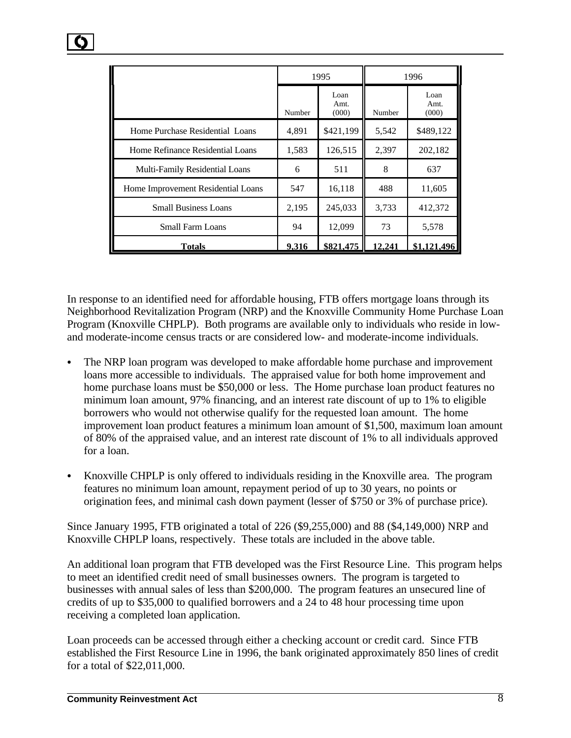| | 1995 | | 1996 | |
|---|---|---|---|---|
| | Number | Loan Amt. (000) | Number | Loan Amt. (000) |
| Home Purchase Residential Loans | 4,891 | $421,199 | 5,542 | $489,122 |
| Home Refinance Residential Loans | 1,583 | 126,515 | 2,397 | 202,182 |
| Multi-Family Residential Loans | 6 | 511 | 8 | 637 |
| Home Improvement Residential Loans | 547 | 16,118 | 488 | 11,605 |
| Small Business Loans | 2,195 | 245,033 | 3,733 | 412,372 |
| Small Farm Loans | 94 | 12,099 | 73 | 5,578 |
| **Totals** | **9,316** | **$821,475** | **12,241** | **$1,121,496** |

In response to an identified need for affordable housing, FTB offers mortgage loans through its Neighborhood Revitalization Program (NRP) and the Knoxville Community Home Purchase Loan Program (Knoxville CHPLP). Both programs are available only to individuals who reside in low- and moderate-income census tracts or are considered low- and moderate-income individuals.

- The NRP loan program was developed to make affordable home purchase and improvement loans more accessible to individuals. The appraised value for both home improvement and home purchase loans must be $50,000 or less. The Home purchase loan product features no minimum loan amount, 97% financing, and an interest rate discount of up to 1% to eligible borrowers who would not otherwise qualify for the requested loan amount. The home improvement loan product features a minimum loan amount of $1,500, maximum loan amount of 80% of the appraised value, and an interest rate discount of 1% to all individuals approved for a loan.

- Knoxville CHPLP is only offered to individuals residing in the Knoxville area. The program features no minimum loan amount, repayment period of up to 30 years, no points or origination fees, and minimal cash down payment (lesser of $750 or 3% of purchase price).

Since January 1995, FTB originated a total of 226 ($9,255,000) and 88 ($4,149,000) NRP and Knoxville CHPLP loans, respectively. These totals are included in the above table.

An additional loan program that FTB developed was the First Resource Line. This program helps to meet an identified credit need of small businesses owners. The program is targeted to businesses with annual sales of less than $200,000. The program features an unsecured line of credits of up to $35,000 to qualified borrowers and a 24 to 48 hour processing time upon receiving a completed loan application.

Loan proceeds can be accessed through either a checking account or credit card. Since FTB established the First Resource Line in 1996, the bank originated approximately 850 lines of credit for a total of $22,011,000.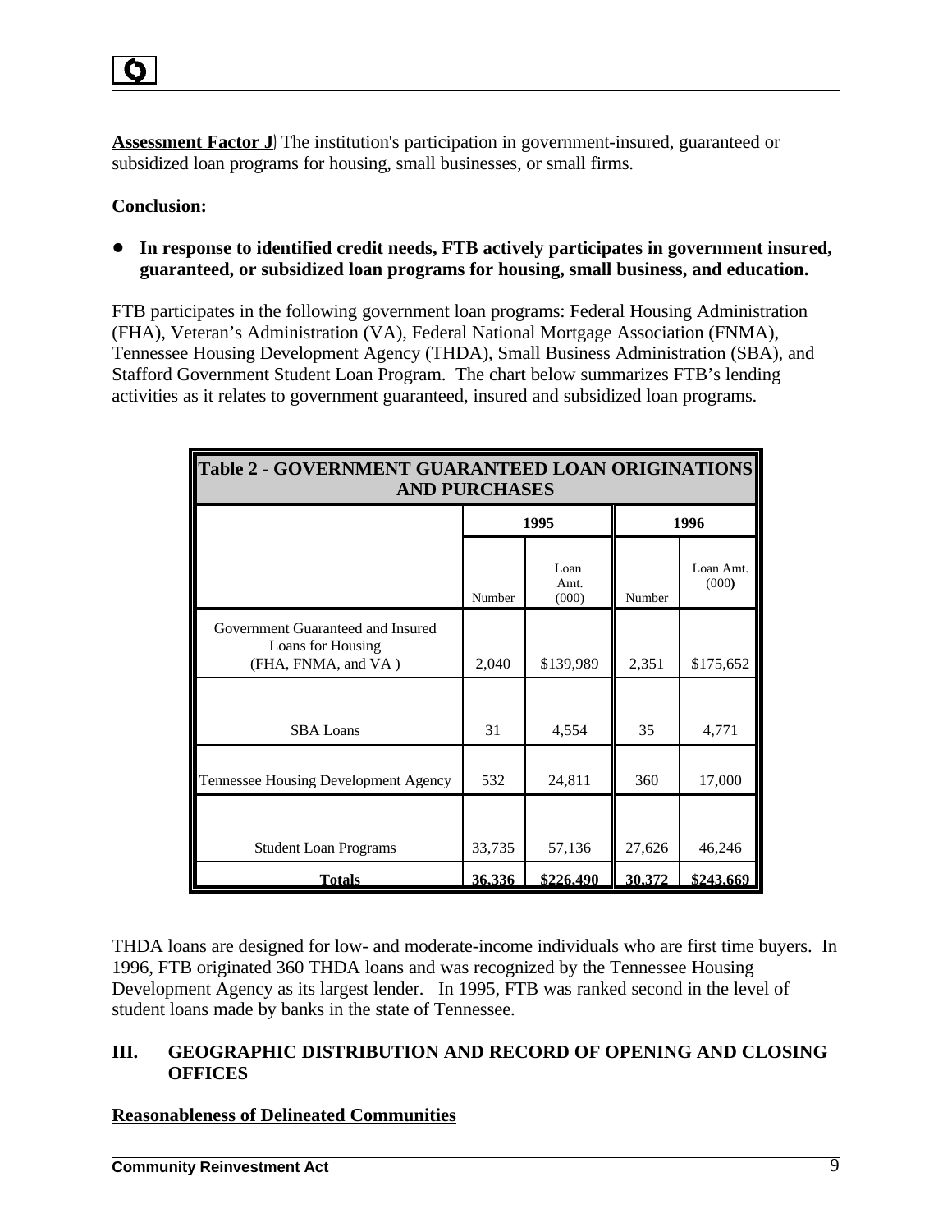**Assessment Factor J**) The institution's participation in government-insured, guaranteed or subsidized loan programs for housing, small businesses, or small firms.

**Conclusion:**

- **In response to identified credit needs, FTB actively participates in government insured, guaranteed, or subsidized loan programs for housing, small business, and education.**

FTB participates in the following government loan programs: Federal Housing Administration (FHA), Veteran's Administration (VA), Federal National Mortgage Association (FNMA), Tennessee Housing Development Agency (THDA), Small Business Administration (SBA), and Stafford Government Student Loan Program. The chart below summarizes FTB's lending activities as it relates to government guaranteed, insured and subsidized loan programs.

| Table 2 - GOVERNMENT GUARANTEED LOAN ORIGINATIONS AND PURCHASES | | | | |
|---|---|---|---|---|
| | 1995 | | 1996 | |
| | Number | Loan Amt. (000) | Number | Loan Amt. (000) |
| Government Guaranteed and Insured Loans for Housing (FHA, FNMA, and VA ) | 2,040 | $139,989 | 2,351 | $175,652 |
| SBA Loans | 31 | 4,554 | 35 | 4,771 |
| Tennessee Housing Development Agency | 532 | 24,811 | 360 | 17,000 |
| Student Loan Programs | 33,735 | 57,136 | 27,626 | 46,246 |
| **Totals** | **36,336** | **$226,490** | **30,372** | **$243,669** |

THDA loans are designed for low- and moderate-income individuals who are first time buyers. In 1996, FTB originated 360 THDA loans and was recognized by the Tennessee Housing Development Agency as its largest lender. In 1995, FTB was ranked second in the level of student loans made by banks in the state of Tennessee.

## III. GEOGRAPHIC DISTRIBUTION AND RECORD OF OPENING AND CLOSING OFFICES

**Reasonableness of Delineated Communities**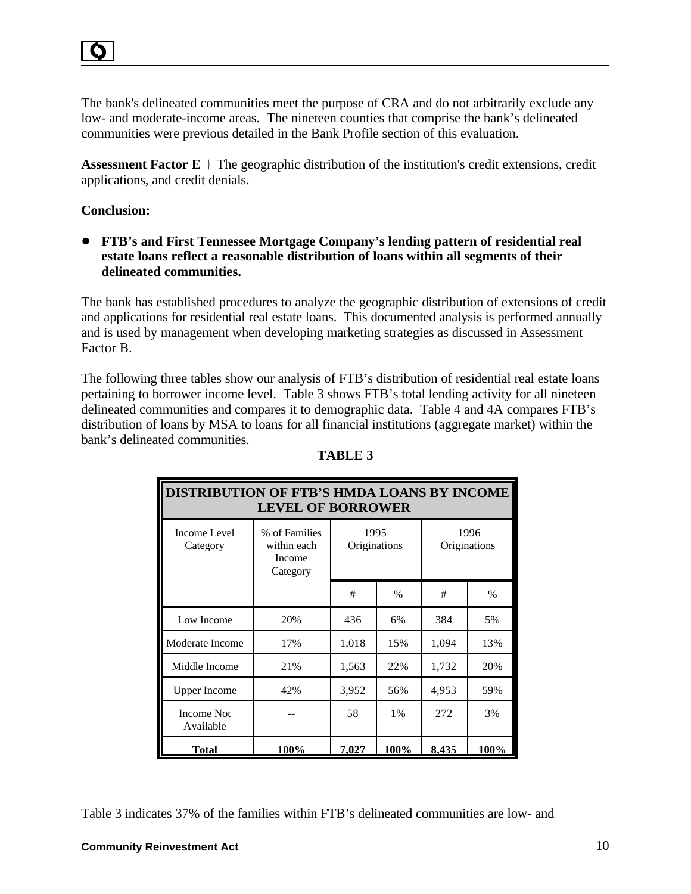The bank's delineated communities meet the purpose of CRA and do not arbitrarily exclude any low- and moderate-income areas. The nineteen counties that comprise the bank's delineated communities were previous detailed in the Bank Profile section of this evaluation.

**Assessment Factor E** ) The geographic distribution of the institution's credit extensions, credit applications, and credit denials.

**Conclusion:**

- **FTB's and First Tennessee Mortgage Company's lending pattern of residential real estate loans reflect a reasonable distribution of loans within all segments of their delineated communities.**

The bank has established procedures to analyze the geographic distribution of extensions of credit and applications for residential real estate loans. This documented analysis is performed annually and is used by management when developing marketing strategies as discussed in Assessment Factor B.

The following three tables show our analysis of FTB's distribution of residential real estate loans pertaining to borrower income level. Table 3 shows FTB's total lending activity for all nineteen delineated communities and compares it to demographic data. Table 4 and 4A compares FTB's distribution of loans by MSA to loans for all financial institutions (aggregate market) within the bank's delineated communities.

**TABLE 3**

**DISTRIBUTION OF FTB'S HMDA LOANS BY INCOME LEVEL OF BORROWER**

| Income Level Category | % of Families within each Income Category | 1995 Originations | | 1996 Originations | |
|---|---|---|---|---|---|
| | | # | % | # | % |
| Low Income | 20% | 436 | 6% | 384 | 5% |
| Moderate Income | 17% | 1,018 | 15% | 1,094 | 13% |
| Middle Income | 21% | 1,563 | 22% | 1,732 | 20% |
| Upper Income | 42% | 3,952 | 56% | 4,953 | 59% |
| Income Not Available | -- | 58 | 1% | 272 | 3% |
| **Total** | **100%** | **7,027** | **100%** | **8,435** | **100%** |

Table 3 indicates 37% of the families within FTB's delineated communities are low- and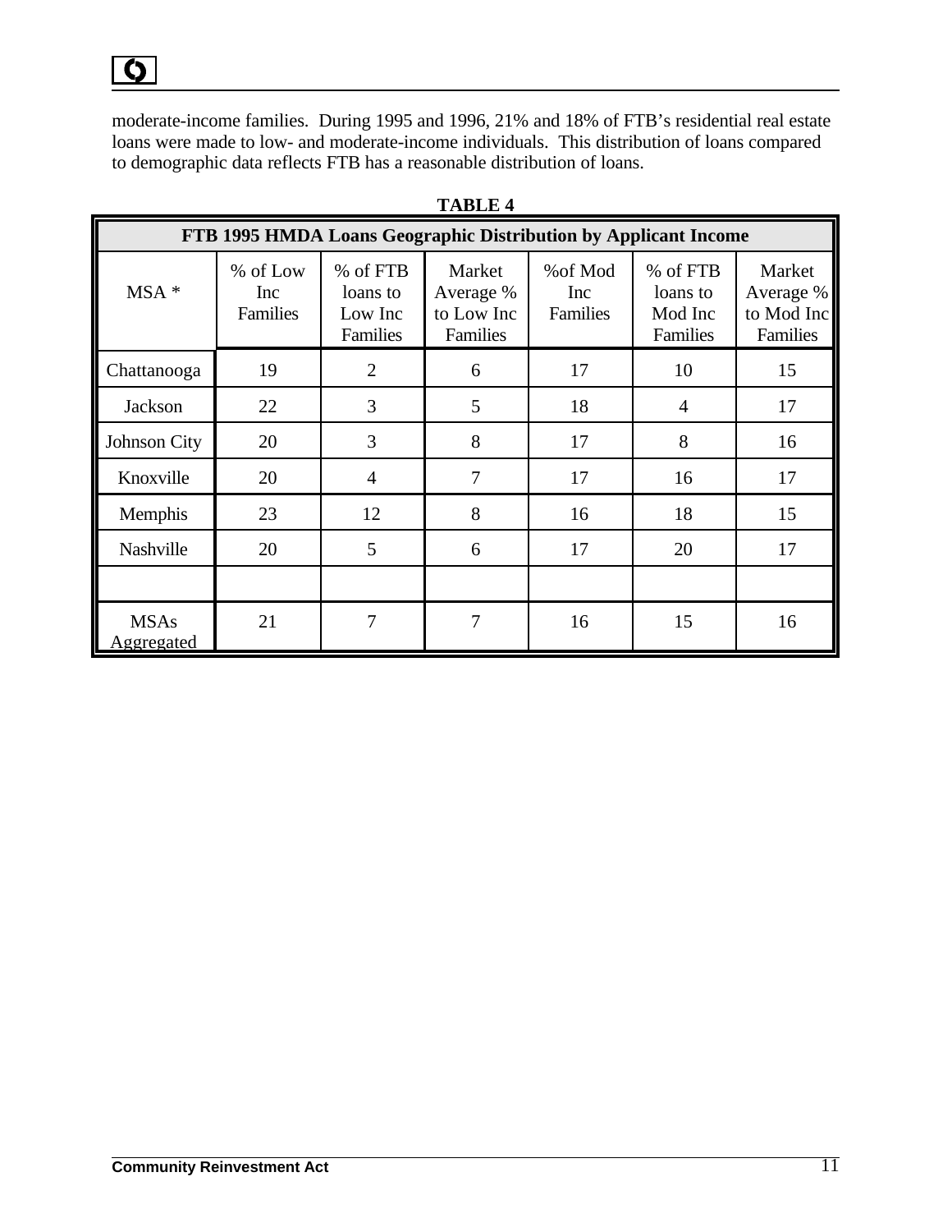moderate-income families. During 1995 and 1996, 21% and 18% of FTB's residential real estate loans were made to low- and moderate-income individuals. This distribution of loans compared to demographic data reflects FTB has a reasonable distribution of loans.

**TABLE 4**

| FTB 1995 HMDA Loans Geographic Distribution by Applicant Income | | | | | | |
|---|---|---|---|---|---|---|
| MSA * | % of Low Inc Families | % of FTB loans to Low Inc Families | Market Average % to Low Inc Families | %of Mod Inc Families | % of FTB loans to Mod Inc Families | Market Average % to Mod Inc Families |
| Chattanooga | 19 | 2 | 6 | 17 | 10 | 15 |
| Jackson | 22 | 3 | 5 | 18 | 4 | 17 |
| Johnson City | 20 | 3 | 8 | 17 | 8 | 16 |
| Knoxville | 20 | 4 | 7 | 17 | 16 | 17 |
| Memphis | 23 | 12 | 8 | 16 | 18 | 15 |
| Nashville | 20 | 5 | 6 | 17 | 20 | 17 |
| | | | | | | |
| MSAs Aggregated | 21 | 7 | 7 | 16 | 15 | 16 |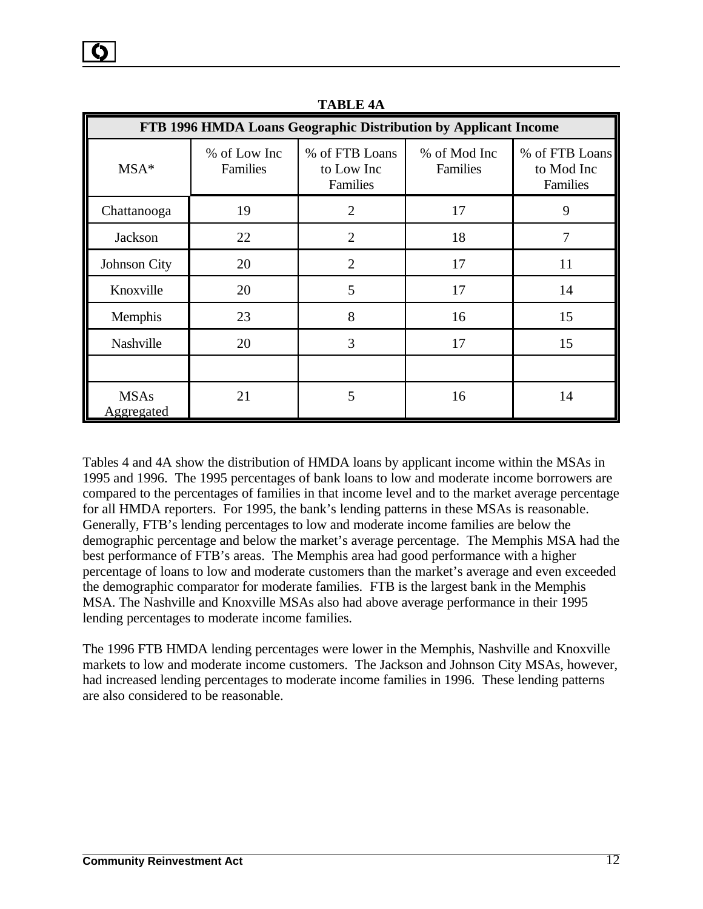**TABLE 4A**

| FTB 1996 HMDA Loans Geographic Distribution by Applicant Income | | | | |
|---|---|---|---|---|
| MSA* | % of Low Inc Families | % of FTB Loans to Low Inc Families | % of Mod Inc Families | % of FTB Loans to Mod Inc Families |
| Chattanooga | 19 | 2 | 17 | 9 |
| Jackson | 22 | 2 | 18 | 7 |
| Johnson City | 20 | 2 | 17 | 11 |
| Knoxville | 20 | 5 | 17 | 14 |
| Memphis | 23 | 8 | 16 | 15 |
| Nashville | 20 | 3 | 17 | 15 |
| | | | | |
| MSAs Aggregated | 21 | 5 | 16 | 14 |

Tables 4 and 4A show the distribution of HMDA loans by applicant income within the MSAs in 1995 and 1996. The 1995 percentages of bank loans to low and moderate income borrowers are compared to the percentages of families in that income level and to the market average percentage for all HMDA reporters. For 1995, the bank's lending patterns in these MSAs is reasonable. Generally, FTB's lending percentages to low and moderate income families are below the demographic percentage and below the market's average percentage. The Memphis MSA had the best performance of FTB's areas. The Memphis area had good performance with a higher percentage of loans to low and moderate customers than the market's average and even exceeded the demographic comparator for moderate families. FTB is the largest bank in the Memphis MSA. The Nashville and Knoxville MSAs also had above average performance in their 1995 lending percentages to moderate income families.

The 1996 FTB HMDA lending percentages were lower in the Memphis, Nashville and Knoxville markets to low and moderate income customers. The Jackson and Johnson City MSAs, however, had increased lending percentages to moderate income families in 1996. These lending patterns are also considered to be reasonable.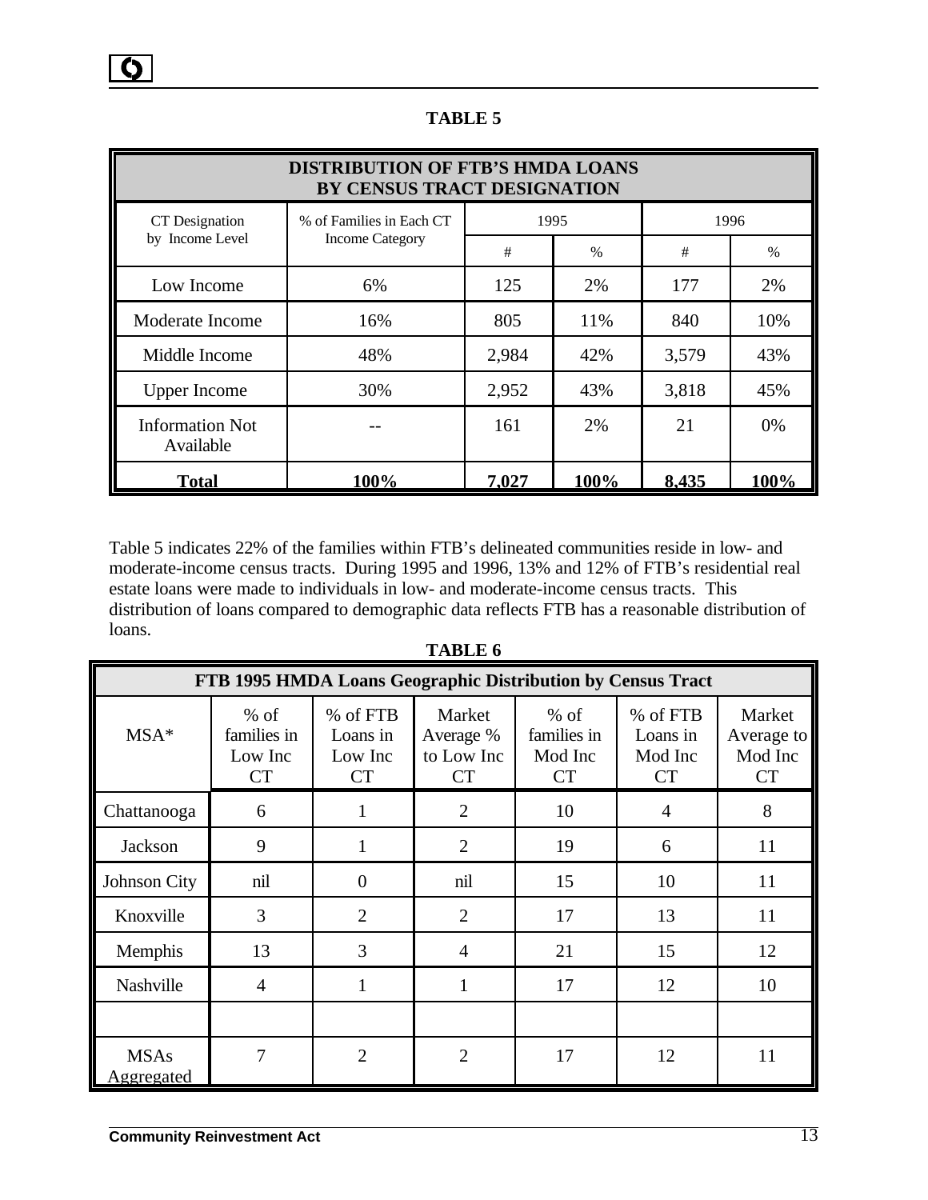**TABLE 5**

| DISTRIBUTION OF FTB'S HMDA LOANS BY CENSUS TRACT DESIGNATION | | | | | |
|---|---|---|---|---|---|
| CT Designation by Income Level | % of Families in Each CT Income Category | 1995 | | 1996 | |
| | | # | % | # | % |
| Low Income | 6% | 125 | 2% | 177 | 2% |
| Moderate Income | 16% | 805 | 11% | 840 | 10% |
| Middle Income | 48% | 2,984 | 42% | 3,579 | 43% |
| Upper Income | 30% | 2,952 | 43% | 3,818 | 45% |
| Information Not Available | -- | 161 | 2% | 21 | 0% |
| **Total** | **100%** | **7,027** | **100%** | **8,435** | **100%** |

Table 5 indicates 22% of the families within FTB's delineated communities reside in low- and moderate-income census tracts. During 1995 and 1996, 13% and 12% of FTB's residential real estate loans were made to individuals in low- and moderate-income census tracts. This distribution of loans compared to demographic data reflects FTB has a reasonable distribution of loans.

**TABLE 6**

| FTB 1995 HMDA Loans Geographic Distribution by Census Tract | | | | | | |
|---|---|---|---|---|---|---|
| MSA* | % of families in Low Inc CT | % of FTB Loans in Low Inc CT | Market Average % to Low Inc CT | % of families in Mod Inc CT | % of FTB Loans in Mod Inc CT | Market Average to Mod Inc CT |
| Chattanooga | 6 | 1 | 2 | 10 | 4 | 8 |
| Jackson | 9 | 1 | 2 | 19 | 6 | 11 |
| Johnson City | nil | 0 | nil | 15 | 10 | 11 |
| Knoxville | 3 | 2 | 2 | 17 | 13 | 11 |
| Memphis | 13 | 3 | 4 | 21 | 15 | 12 |
| Nashville | 4 | 1 | 1 | 17 | 12 | 10 |
| | | | | | | |
| MSAs Aggregated | 7 | 2 | 2 | 17 | 12 | 11 |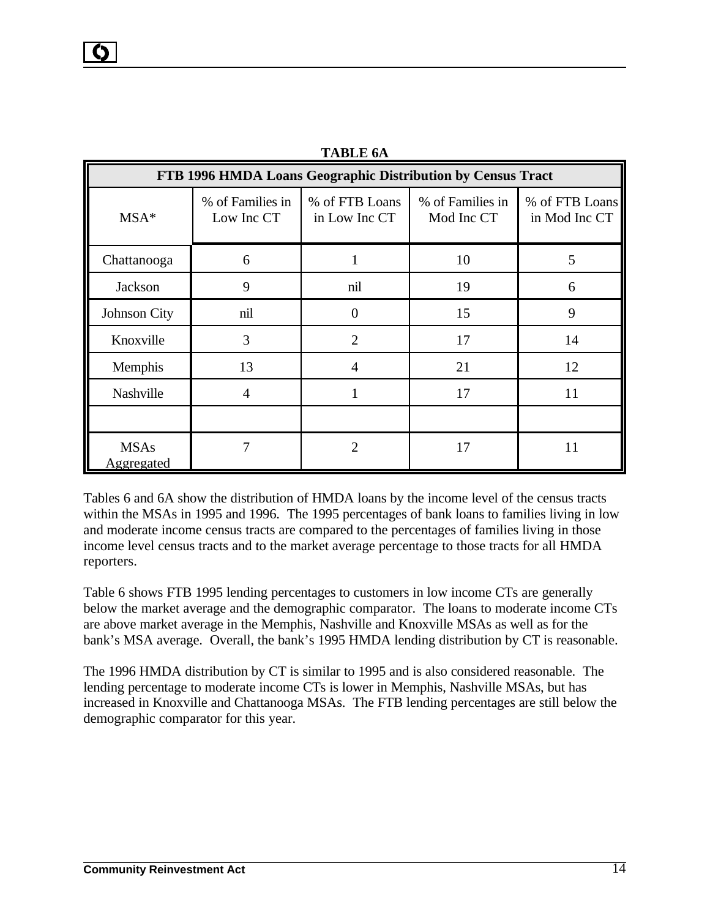**TABLE 6A**

| FTB 1996 HMDA Loans Geographic Distribution by Census Tract | | | | |
|---|---|---|---|---|
| MSA* | % of Families in Low Inc CT | % of FTB Loans in Low Inc CT | % of Families in Mod Inc CT | % of FTB Loans in Mod Inc CT |
| Chattanooga | 6 | 1 | 10 | 5 |
| Jackson | 9 | nil | 19 | 6 |
| Johnson City | nil | 0 | 15 | 9 |
| Knoxville | 3 | 2 | 17 | 14 |
| Memphis | 13 | 4 | 21 | 12 |
| Nashville | 4 | 1 | 17 | 11 |
| | | | | |
| MSAs Aggregated | 7 | 2 | 17 | 11 |

Tables 6 and 6A show the distribution of HMDA loans by the income level of the census tracts within the MSAs in 1995 and 1996. The 1995 percentages of bank loans to families living in low and moderate income census tracts are compared to the percentages of families living in those income level census tracts and to the market average percentage to those tracts for all HMDA reporters.

Table 6 shows FTB 1995 lending percentages to customers in low income CTs are generally below the market average and the demographic comparator. The loans to moderate income CTs are above market average in the Memphis, Nashville and Knoxville MSAs as well as for the bank's MSA average. Overall, the bank's 1995 HMDA lending distribution by CT is reasonable.

The 1996 HMDA distribution by CT is similar to 1995 and is also considered reasonable. The lending percentage to moderate income CTs is lower in Memphis, Nashville MSAs, but has increased in Knoxville and Chattanooga MSAs. The FTB lending percentages are still below the demographic comparator for this year.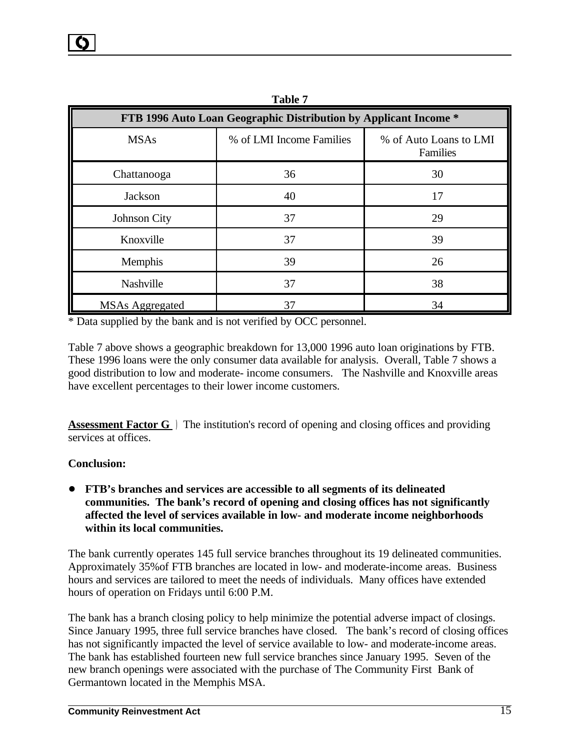**Table 7**

| FTB 1996 Auto Loan Geographic Distribution by Applicant Income * | | |
|---|---|---|
| MSAs | % of LMI Income Families | % of Auto Loans to LMI Families |
| Chattanooga | 36 | 30 |
| Jackson | 40 | 17 |
| Johnson City | 37 | 29 |
| Knoxville | 37 | 39 |
| Memphis | 39 | 26 |
| Nashville | 37 | 38 |
| MSAs Aggregated | 37 | 34 |

* Data supplied by the bank and is not verified by OCC personnel.

Table 7 above shows a geographic breakdown for 13,000 1996 auto loan originations by FTB. These 1996 loans were the only consumer data available for analysis. Overall, Table 7 shows a good distribution to low and moderate- income consumers. The Nashville and Knoxville areas have excellent percentages to their lower income customers.

**Assessment Factor G** ) The institution's record of opening and closing offices and providing services at offices.

**Conclusion:**

- **FTB's branches and services are accessible to all segments of its delineated communities. The bank's record of opening and closing offices has not significantly affected the level of services available in low- and moderate income neighborhoods within its local communities.**

The bank currently operates 145 full service branches throughout its 19 delineated communities. Approximately 35%of FTB branches are located in low- and moderate-income areas. Business hours and services are tailored to meet the needs of individuals. Many offices have extended hours of operation on Fridays until 6:00 P.M.

The bank has a branch closing policy to help minimize the potential adverse impact of closings. Since January 1995, three full service branches have closed. The bank's record of closing offices has not significantly impacted the level of service available to low- and moderate-income areas. The bank has established fourteen new full service branches since January 1995. Seven of the new branch openings were associated with the purchase of The Community First Bank of Germantown located in the Memphis MSA.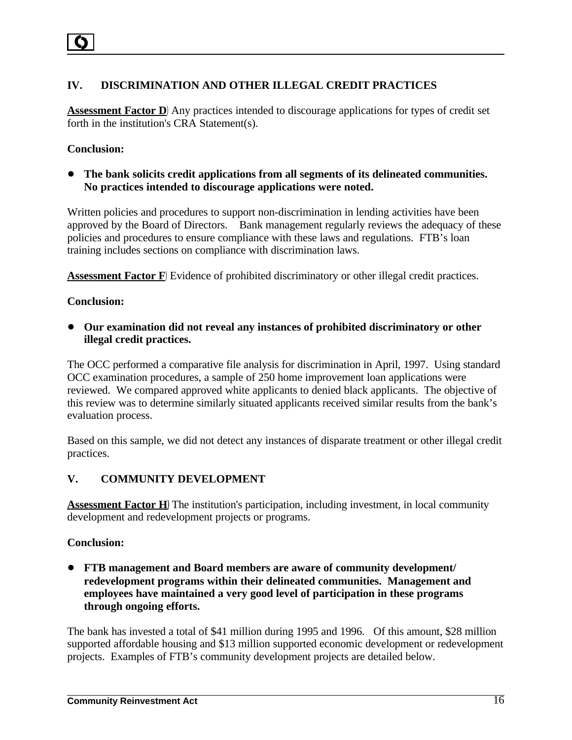## IV. DISCRIMINATION AND OTHER ILLEGAL CREDIT PRACTICES

**Assessment Factor D**) Any practices intended to discourage applications for types of credit set forth in the institution's CRA Statement(s).

**Conclusion:**

- **The bank solicits credit applications from all segments of its delineated communities. No practices intended to discourage applications were noted.**

Written policies and procedures to support non-discrimination in lending activities have been approved by the Board of Directors. Bank management regularly reviews the adequacy of these policies and procedures to ensure compliance with these laws and regulations. FTB's loan training includes sections on compliance with discrimination laws.

**Assessment Factor F**) Evidence of prohibited discriminatory or other illegal credit practices.

**Conclusion:**

- **Our examination did not reveal any instances of prohibited discriminatory or other illegal credit practices.**

The OCC performed a comparative file analysis for discrimination in April, 1997. Using standard OCC examination procedures, a sample of 250 home improvement loan applications were reviewed. We compared approved white applicants to denied black applicants. The objective of this review was to determine similarly situated applicants received similar results from the bank's evaluation process.

Based on this sample, we did not detect any instances of disparate treatment or other illegal credit practices.

## V. COMMUNITY DEVELOPMENT

**Assessment Factor H**) The institution's participation, including investment, in local community development and redevelopment projects or programs.

**Conclusion:**

- **FTB management and Board members are aware of community development/ redevelopment programs within their delineated communities. Management and employees have maintained a very good level of participation in these programs through ongoing efforts.**

The bank has invested a total of $41 million during 1995 and 1996. Of this amount, $28 million supported affordable housing and $13 million supported economic development or redevelopment projects. Examples of FTB's community development projects are detailed below.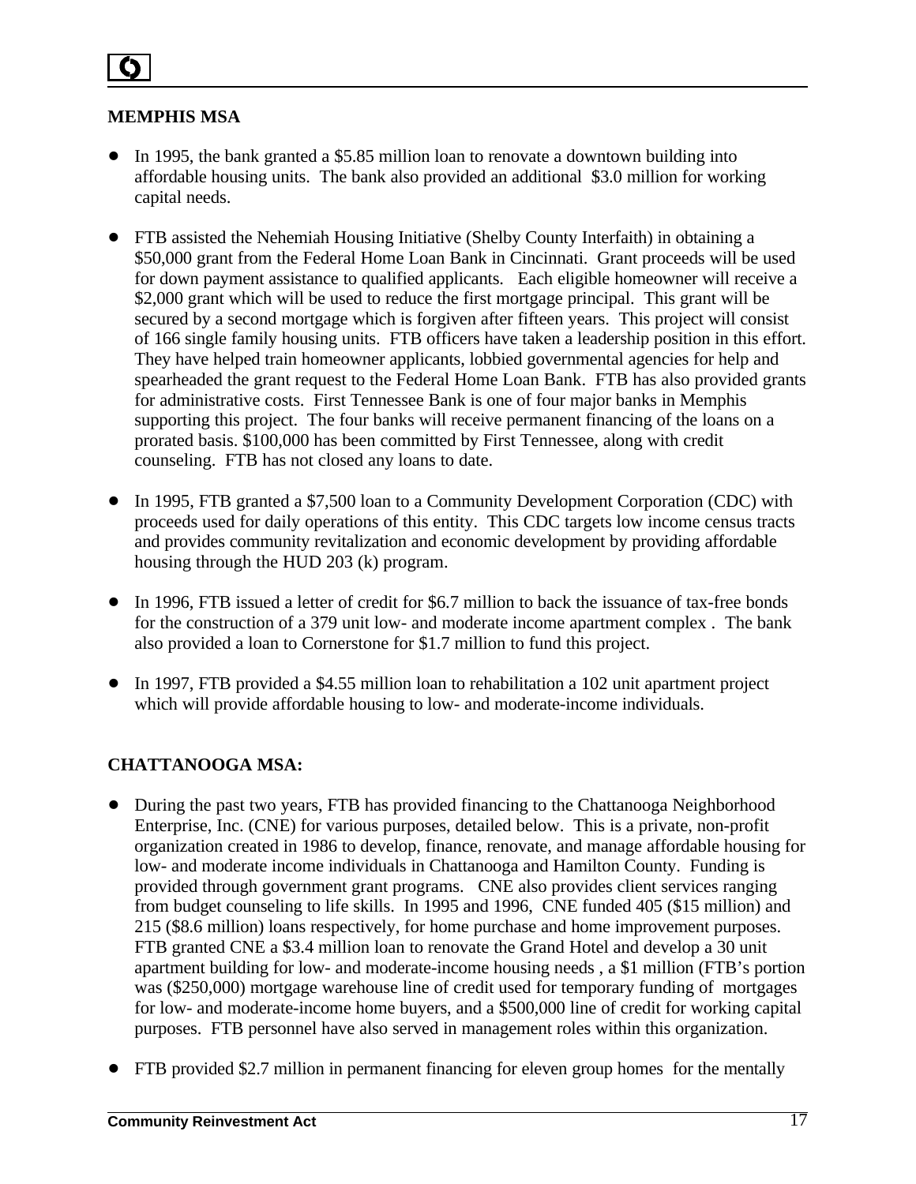**MEMPHIS MSA**

- In 1995, the bank granted a $5.85 million loan to renovate a downtown building into affordable housing units. The bank also provided an additional $3.0 million for working capital needs.

- FTB assisted the Nehemiah Housing Initiative (Shelby County Interfaith) in obtaining a $50,000 grant from the Federal Home Loan Bank in Cincinnati. Grant proceeds will be used for down payment assistance to qualified applicants. Each eligible homeowner will receive a $2,000 grant which will be used to reduce the first mortgage principal. This grant will be secured by a second mortgage which is forgiven after fifteen years. This project will consist of 166 single family housing units. FTB officers have taken a leadership position in this effort. They have helped train homeowner applicants, lobbied governmental agencies for help and spearheaded the grant request to the Federal Home Loan Bank. FTB has also provided grants for administrative costs. First Tennessee Bank is one of four major banks in Memphis supporting this project. The four banks will receive permanent financing of the loans on a prorated basis. $100,000 has been committed by First Tennessee, along with credit counseling. FTB has not closed any loans to date.

- In 1995, FTB granted a $7,500 loan to a Community Development Corporation (CDC) with proceeds used for daily operations of this entity. This CDC targets low income census tracts and provides community revitalization and economic development by providing affordable housing through the HUD 203 (k) program.

- In 1996, FTB issued a letter of credit for $6.7 million to back the issuance of tax-free bonds for the construction of a 379 unit low- and moderate income apartment complex . The bank also provided a loan to Cornerstone for $1.7 million to fund this project.

- In 1997, FTB provided a $4.55 million loan to rehabilitation a 102 unit apartment project which will provide affordable housing to low- and moderate-income individuals.

**CHATTANOOGA MSA:**

- During the past two years, FTB has provided financing to the Chattanooga Neighborhood Enterprise, Inc. (CNE) for various purposes, detailed below. This is a private, non-profit organization created in 1986 to develop, finance, renovate, and manage affordable housing for low- and moderate income individuals in Chattanooga and Hamilton County. Funding is provided through government grant programs. CNE also provides client services ranging from budget counseling to life skills. In 1995 and 1996, CNE funded 405 ($15 million) and 215 ($8.6 million) loans respectively, for home purchase and home improvement purposes. FTB granted CNE a $3.4 million loan to renovate the Grand Hotel and develop a 30 unit apartment building for low- and moderate-income housing needs , a $1 million (FTB's portion was ($250,000) mortgage warehouse line of credit used for temporary funding of mortgages for low- and moderate-income home buyers, and a $500,000 line of credit for working capital purposes. FTB personnel have also served in management roles within this organization.

- FTB provided $2.7 million in permanent financing for eleven group homes for the mentally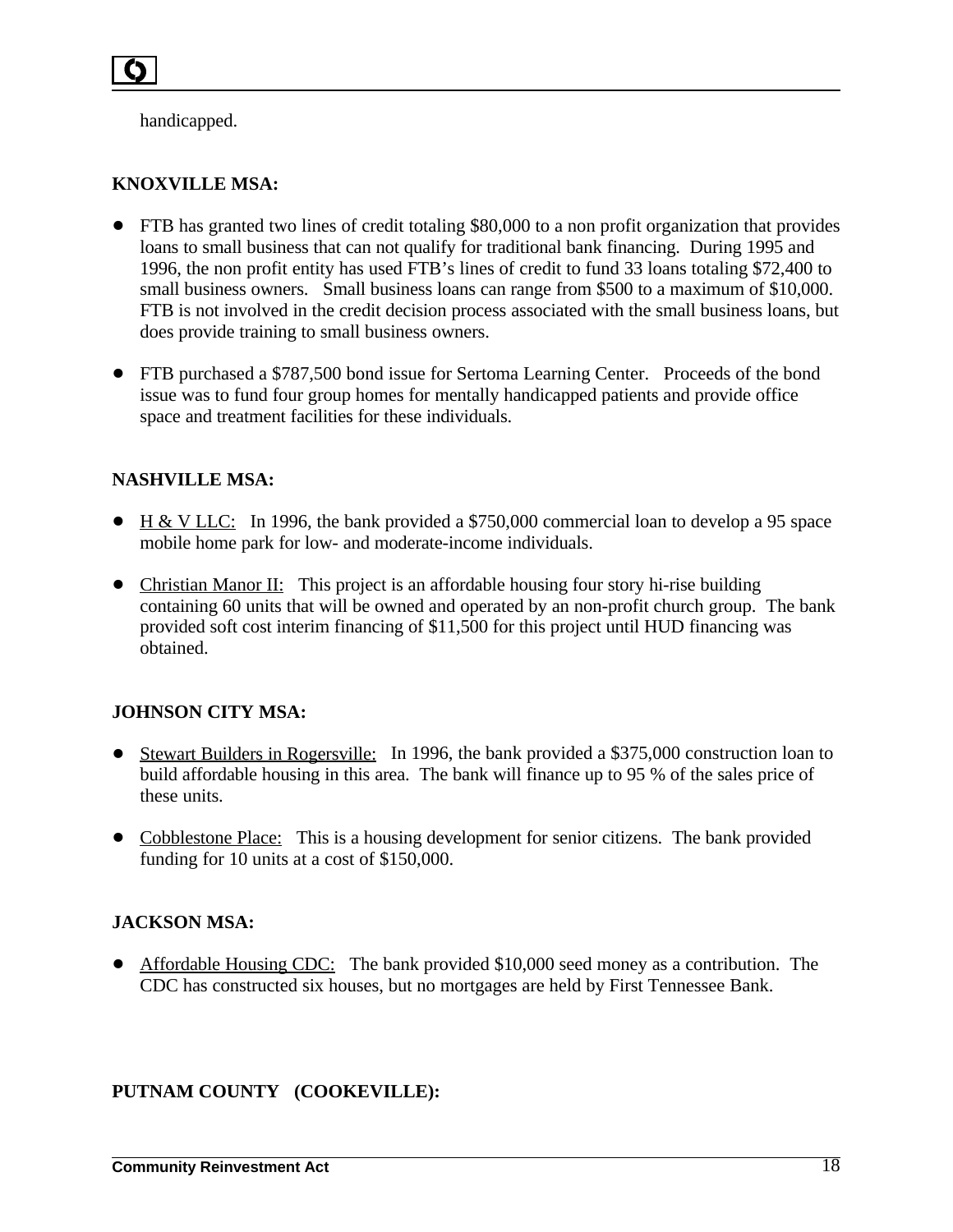handicapped.

**KNOXVILLE MSA:**

- FTB has granted two lines of credit totaling $80,000 to a non profit organization that provides loans to small business that can not qualify for traditional bank financing. During 1995 and 1996, the non profit entity has used FTB's lines of credit to fund 33 loans totaling $72,400 to small business owners. Small business loans can range from $500 to a maximum of $10,000. FTB is not involved in the credit decision process associated with the small business loans, but does provide training to small business owners.

- FTB purchased a $787,500 bond issue for Sertoma Learning Center. Proceeds of the bond issue was to fund four group homes for mentally handicapped patients and provide office space and treatment facilities for these individuals.

**NASHVILLE MSA:**

- <u>H & V LLC:</u> In 1996, the bank provided a $750,000 commercial loan to develop a 95 space mobile home park for low- and moderate-income individuals.

- <u>Christian Manor II:</u> This project is an affordable housing four story hi-rise building containing 60 units that will be owned and operated by an non-profit church group. The bank provided soft cost interim financing of $11,500 for this project until HUD financing was obtained.

**JOHNSON CITY MSA:**

- <u>Stewart Builders in Rogersville:</u> In 1996, the bank provided a $375,000 construction loan to build affordable housing in this area. The bank will finance up to 95 % of the sales price of these units.

- <u>Cobblestone Place:</u> This is a housing development for senior citizens. The bank provided funding for 10 units at a cost of $150,000.

**JACKSON MSA:**

- <u>Affordable Housing CDC:</u> The bank provided $10,000 seed money as a contribution. The CDC has constructed six houses, but no mortgages are held by First Tennessee Bank.

**PUTNAM COUNTY (COOKEVILLE):**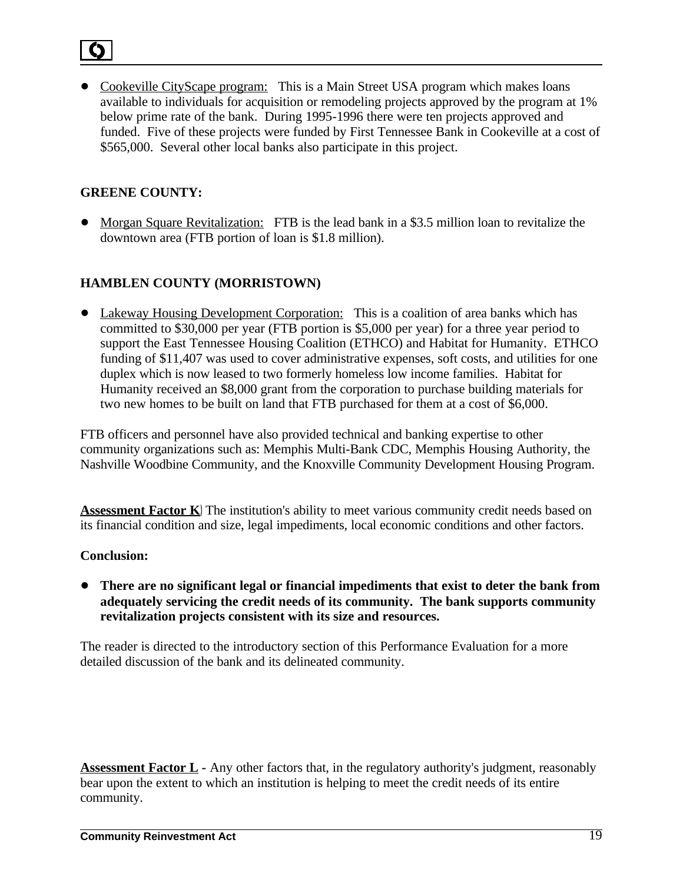- Cookeville CityScape program: This is a Main Street USA program which makes loans available to individuals for acquisition or remodeling projects approved by the program at 1% below prime rate of the bank. During 1995-1996 there were ten projects approved and funded. Five of these projects were funded by First Tennessee Bank in Cookeville at a cost of $565,000. Several other local banks also participate in this project.

**GREENE COUNTY:**

- Morgan Square Revitalization: FTB is the lead bank in a $3.5 million loan to revitalize the downtown area (FTB portion of loan is $1.8 million).

**HAMBLEN COUNTY (MORRISTOWN)**

- Lakeway Housing Development Corporation: This is a coalition of area banks which has committed to $30,000 per year (FTB portion is $5,000 per year) for a three year period to support the East Tennessee Housing Coalition (ETHCO) and Habitat for Humanity. ETHCO funding of $11,407 was used to cover administrative expenses, soft costs, and utilities for one duplex which is now leased to two formerly homeless low income families. Habitat for Humanity received an $8,000 grant from the corporation to purchase building materials for two new homes to be built on land that FTB purchased for them at a cost of $6,000.

FTB officers and personnel have also provided technical and banking expertise to other community organizations such as: Memphis Multi-Bank CDC, Memphis Housing Authority, the Nashville Woodbine Community, and the Knoxville Community Development Housing Program.

**Assessment Factor K**) The institution's ability to meet various community credit needs based on its financial condition and size, legal impediments, local economic conditions and other factors.

**Conclusion:**

- **There are no significant legal or financial impediments that exist to deter the bank from adequately servicing the credit needs of its community. The bank supports community revitalization projects consistent with its size and resources.**

The reader is directed to the introductory section of this Performance Evaluation for a more detailed discussion of the bank and its delineated community.

**Assessment Factor L -** Any other factors that, in the regulatory authority's judgment, reasonably bear upon the extent to which an institution is helping to meet the credit needs of its entire community.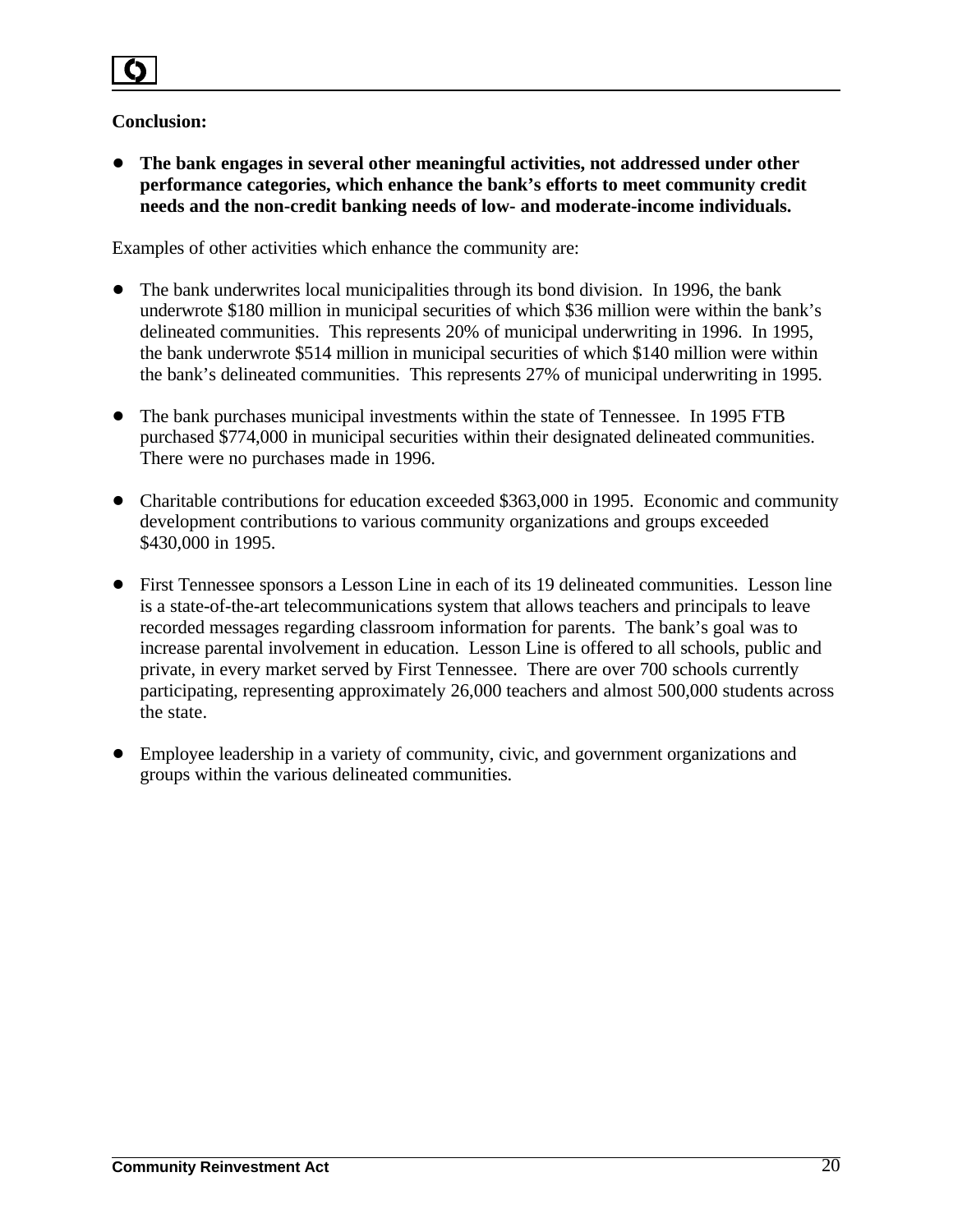**Conclusion:**

- **The bank engages in several other meaningful activities, not addressed under other performance categories, which enhance the bank's efforts to meet community credit needs and the non-credit banking needs of low- and moderate-income individuals.**

Examples of other activities which enhance the community are:

- The bank underwrites local municipalities through its bond division. In 1996, the bank underwrote $180 million in municipal securities of which $36 million were within the bank's delineated communities. This represents 20% of municipal underwriting in 1996. In 1995, the bank underwrote $514 million in municipal securities of which $140 million were within the bank's delineated communities. This represents 27% of municipal underwriting in 1995.

- The bank purchases municipal investments within the state of Tennessee. In 1995 FTB purchased $774,000 in municipal securities within their designated delineated communities. There were no purchases made in 1996.

- Charitable contributions for education exceeded $363,000 in 1995. Economic and community development contributions to various community organizations and groups exceeded $430,000 in 1995.

- First Tennessee sponsors a Lesson Line in each of its 19 delineated communities. Lesson line is a state-of-the-art telecommunications system that allows teachers and principals to leave recorded messages regarding classroom information for parents. The bank's goal was to increase parental involvement in education. Lesson Line is offered to all schools, public and private, in every market served by First Tennessee. There are over 700 schools currently participating, representing approximately 26,000 teachers and almost 500,000 students across the state.

- Employee leadership in a variety of community, civic, and government organizations and groups within the various delineated communities.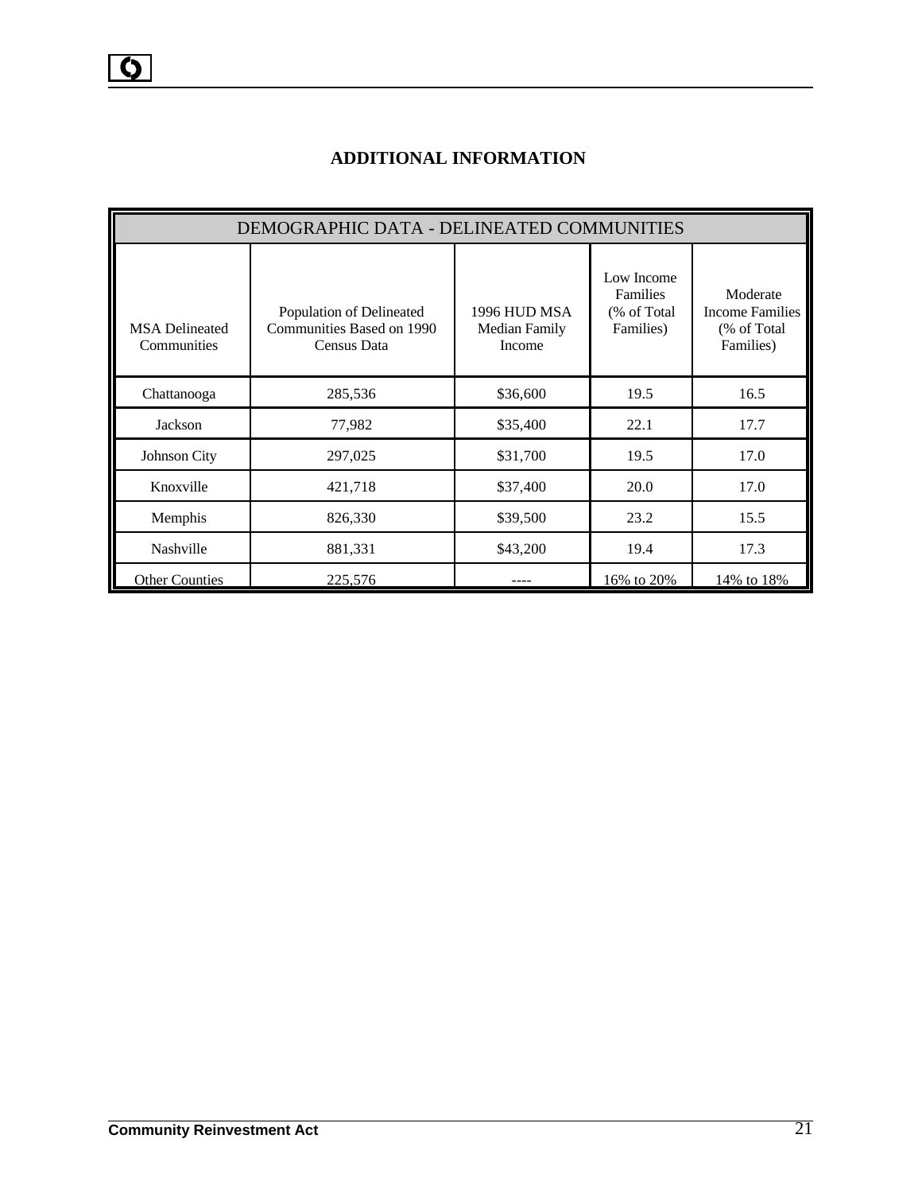## ADDITIONAL INFORMATION

| DEMOGRAPHIC DATA - DELINEATED COMMUNITIES | | | | |
|---|---|---|---|---|
| MSA Delineated Communities | Population of Delineated Communities Based on 1990 Census Data | 1996 HUD MSA Median Family Income | Low Income Families (% of Total Families) | Moderate Income Families (% of Total Families) |
| Chattanooga | 285,536 | $36,600 | 19.5 | 16.5 |
| Jackson | 77,982 | $35,400 | 22.1 | 17.7 |
| Johnson City | 297,025 | $31,700 | 19.5 | 17.0 |
| Knoxville | 421,718 | $37,400 | 20.0 | 17.0 |
| Memphis | 826,330 | $39,500 | 23.2 | 15.5 |
| Nashville | 881,331 | $43,200 | 19.4 | 17.3 |
| Other Counties | 225,576 | ---- | 16% to 20% | 14% to 18% |